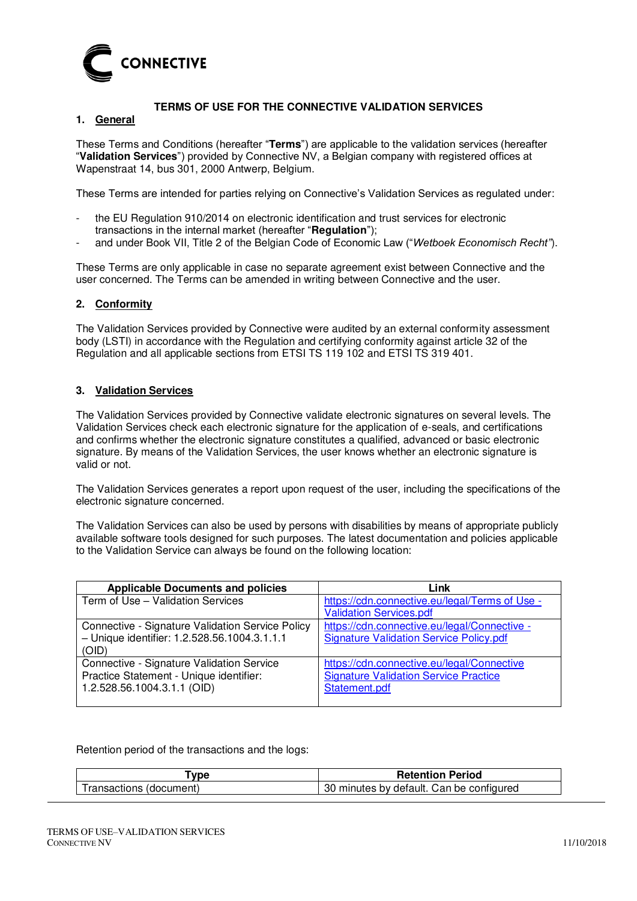CONNECTIVE

**TERMS OF USE FOR THE CONNECTIVE VALIDATION SERVICES**

## 1. General

These Terms and Conditions (hereafter "**Terms**") are applicable to the validation services (hereafter "**Validation Services**") provided by Connective NV, a Belgian company with registered offices at Wapenstraat 14, bus 301, 2000 Antwerp, Belgium.

These Terms are intended for parties relying on Connective's Validation Services as regulated under:

- the EU Regulation 910/2014 on electronic identification and trust services for electronic transactions in the internal market (hereafter "**Regulation**");
- and under Book VII, Title 2 of the Belgian Code of Economic Law ("*Wetboek Economisch Recht*").

These Terms are only applicable in case no separate agreement exist between Connective and the user concerned. The Terms can be amended in writing between Connective and the user.

## 2. Conformity

The Validation Services provided by Connective were audited by an external conformity assessment body (LSTI) in accordance with the Regulation and certifying conformity against article 32 of the Regulation and all applicable sections from ETSI TS 119 102 and ETSI TS 319 401.

## 3. Validation Services

The Validation Services provided by Connective validate electronic signatures on several levels. The Validation Services check each electronic signature for the application of e-seals, and certifications and confirms whether the electronic signature constitutes a qualified, advanced or basic electronic signature. By means of the Validation Services, the user knows whether an electronic signature is valid or not.

The Validation Services generates a report upon request of the user, including the specifications of the electronic signature concerned.

The Validation Services can also be used by persons with disabilities by means of appropriate publicly available software tools designed for such purposes. The latest documentation and policies applicable to the Validation Service can always be found on the following location:

| Applicable Documents and policies | Link |
|---|---|
| Term of Use – Validation Services | https://cdn.connective.eu/legal/Terms of Use - Validation Services.pdf |
| Connective - Signature Validation Service Policy – Unique identifier: 1.2.528.56.1004.3.1.1.1 (OID) | https://cdn.connective.eu/legal/Connective - Signature Validation Service Policy.pdf |
| Connective - Signature Validation Service Practice Statement - Unique identifier: 1.2.528.56.1004.3.1.1 (OID) | https://cdn.connective.eu/legal/Connective Signature Validation Service Practice Statement.pdf |

Retention period of the transactions and the logs:

| Type | Retention Period |
|---|---|
| Transactions (document) | 30 minutes by default. Can be configured |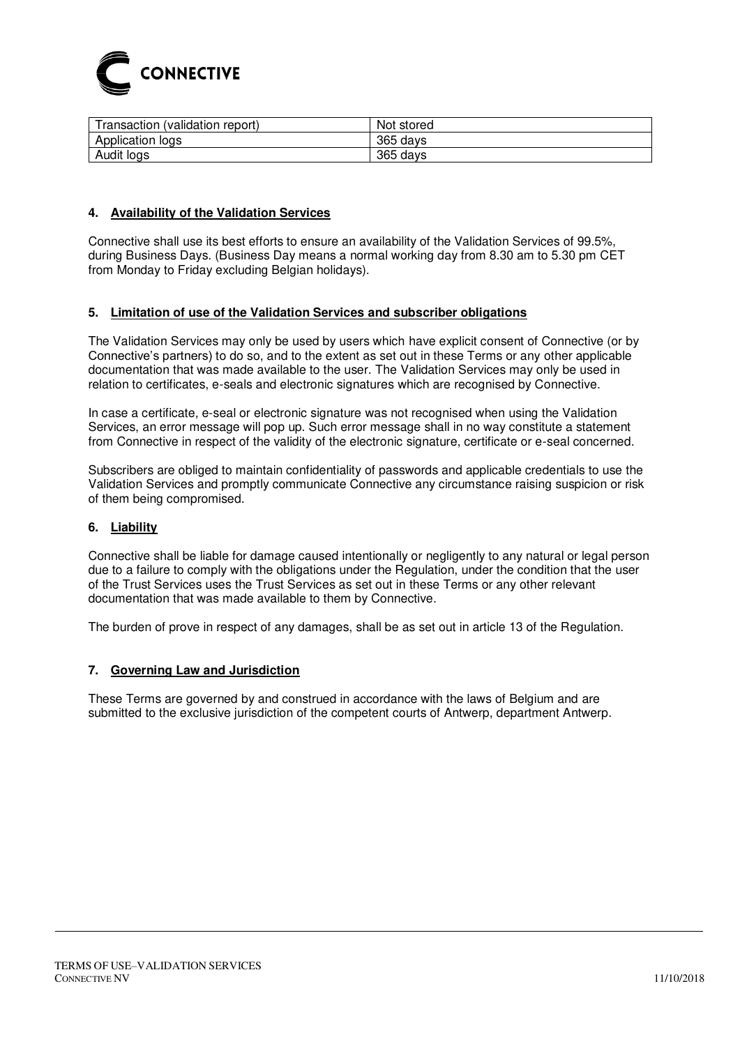| Transaction (validation report) | Not stored |
| --- | --- |
| Application logs | 365 days |
| Audit logs | 365 days |

## 4. Availability of the Validation Services

Connective shall use its best efforts to ensure an availability of the Validation Services of 99.5%, during Business Days. (Business Day means a normal working day from 8.30 am to 5.30 pm CET from Monday to Friday excluding Belgian holidays).

## 5. Limitation of use of the Validation Services and subscriber obligations

The Validation Services may only be used by users which have explicit consent of Connective (or by Connective's partners) to do so, and to the extent as set out in these Terms or any other applicable documentation that was made available to the user. The Validation Services may only be used in relation to certificates, e-seals and electronic signatures which are recognised by Connective.

In case a certificate, e-seal or electronic signature was not recognised when using the Validation Services, an error message will pop up. Such error message shall in no way constitute a statement from Connective in respect of the validity of the electronic signature, certificate or e-seal concerned.

Subscribers are obliged to maintain confidentiality of passwords and applicable credentials to use the Validation Services and promptly communicate Connective any circumstance raising suspicion or risk of them being compromised.

## 6. Liability

Connective shall be liable for damage caused intentionally or negligently to any natural or legal person due to a failure to comply with the obligations under the Regulation, under the condition that the user of the Trust Services uses the Trust Services as set out in these Terms or any other relevant documentation that was made available to them by Connective.

The burden of prove in respect of any damages, shall be as set out in article 13 of the Regulation.

## 7. Governing Law and Jurisdiction

These Terms are governed by and construed in accordance with the laws of Belgium and are submitted to the exclusive jurisdiction of the competent courts of Antwerp, department Antwerp.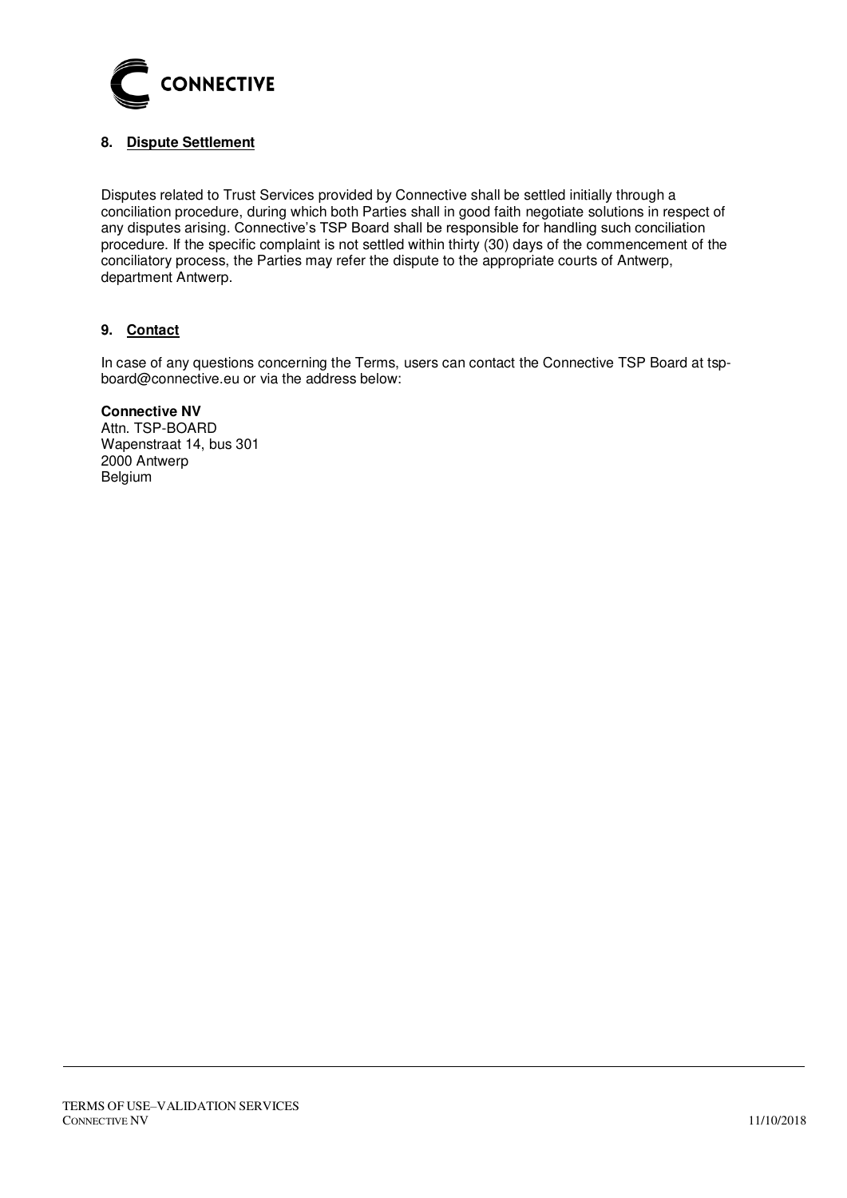## 8. Dispute Settlement

Disputes related to Trust Services provided by Connective shall be settled initially through a conciliation procedure, during which both Parties shall in good faith negotiate solutions in respect of any disputes arising. Connective's TSP Board shall be responsible for handling such conciliation procedure. If the specific complaint is not settled within thirty (30) days of the commencement of the conciliatory process, the Parties may refer the dispute to the appropriate courts of Antwerp, department Antwerp.

## 9. Contact

In case of any questions concerning the Terms, users can contact the Connective TSP Board at tsp-board@connective.eu or via the address below:

**Connective NV**
Attn. TSP-BOARD
Wapenstraat 14, bus 301
2000 Antwerp
Belgium